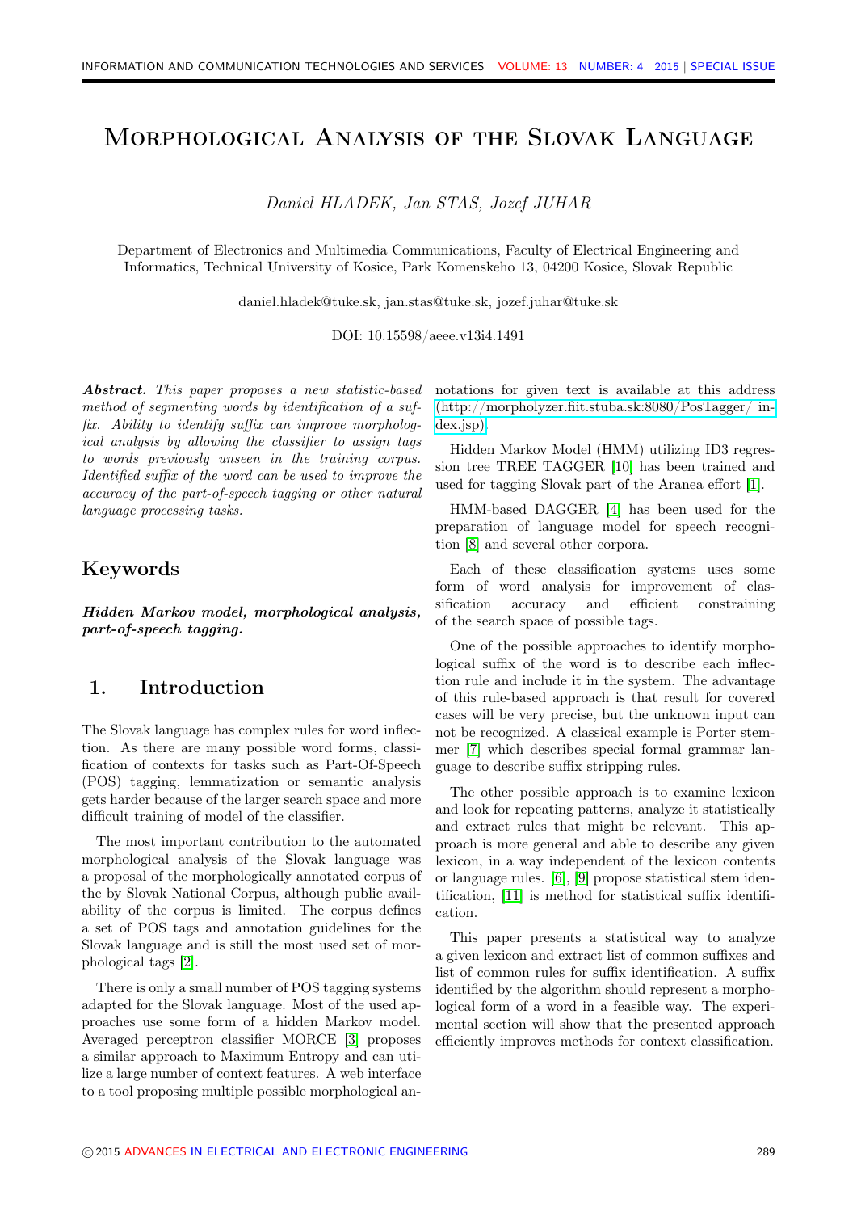# Morphological Analysis of the Slovak Language

*Daniel HLADEK, Jan STAS, Jozef JUHAR*

Department of Electronics and Multimedia Communications, Faculty of Electrical Engineering and Informatics, Technical University of Kosice, Park Komenskeho 13, 04200 Kosice, Slovak Republic

daniel.hladek@tuke.sk, jan.stas@tuke.sk, jozef.juhar@tuke.sk

DOI: 10.15598/aeee.v13i4.1491

***Abstract.*** *This paper proposes a new statistic-based method of segmenting words by identification of a suffix. Ability to identify suffix can improve morphological analysis by allowing the classifier to assign tags to words previously unseen in the training corpus. Identified suffix of the word can be used to improve the accuracy of the part-of-speech tagging or other natural language processing tasks.*

## Keywords

***Hidden Markov model, morphological analysis, part-of-speech tagging.***

## 1. Introduction

The Slovak language has complex rules for word inflection. As there are many possible word forms, classification of contexts for tasks such as Part-Of-Speech (POS) tagging, lemmatization or semantic analysis gets harder because of the larger search space and more difficult training of model of the classifier.

The most important contribution to the automated morphological analysis of the Slovak language was a proposal of the morphologically annotated corpus of the by Slovak National Corpus, although public availability of the corpus is limited. The corpus defines a set of POS tags and annotation guidelines for the Slovak language and is still the most used set of morphological tags [2].

There is only a small number of POS tagging systems adapted for the Slovak language. Most of the used approaches use some form of a hidden Markov model. Averaged perceptron classifier MORCE [3] proposes a similar approach to Maximum Entropy and can utilize a large number of context features. A web interface to a tool proposing multiple possible morphological annotations for given text is available at this address (http://morpholyzer.fiit.stuba.sk:8080/PosTagger/index.jsp).

Hidden Markov Model (HMM) utilizing ID3 regression tree TREE TAGGER [10] has been trained and used for tagging Slovak part of the Aranea effort [1].

HMM-based DAGGER [4] has been used for the preparation of language model for speech recognition [8] and several other corpora.

Each of these classification systems uses some form of word analysis for improvement of classification accuracy and efficient constraining of the search space of possible tags.

One of the possible approaches to identify morphological suffix of the word is to describe each inflection rule and include it in the system. The advantage of this rule-based approach is that result for covered cases will be very precise, but the unknown input can not be recognized. A classical example is Porter stemmer [7] which describes special formal grammar language to describe suffix stripping rules.

The other possible approach is to examine lexicon and look for repeating patterns, analyze it statistically and extract rules that might be relevant. This approach is more general and able to describe any given lexicon, in a way independent of the lexicon contents or language rules. [6], [9] propose statistical stem identification, [11] is method for statistical suffix identification.

This paper presents a statistical way to analyze a given lexicon and extract list of common suffixes and list of common rules for suffix identification. A suffix identified by the algorithm should represent a morphological form of a word in a feasible way. The experimental section will show that the presented approach efficiently improves methods for context classification.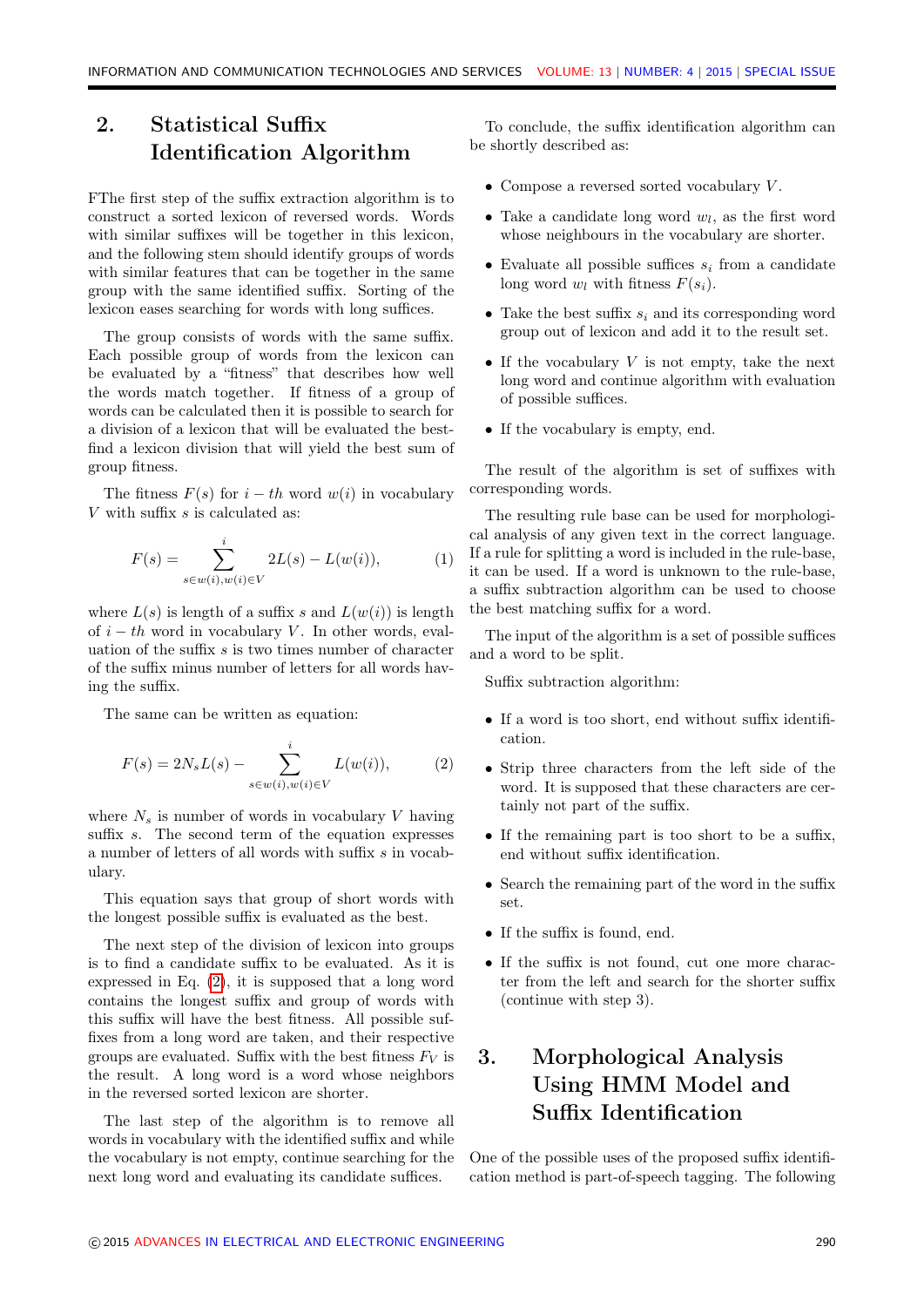## 2. Statistical Suffix Identification Algorithm

FThe first step of the suffix extraction algorithm is to construct a sorted lexicon of reversed words. Words with similar suffixes will be together in this lexicon, and the following stem should identify groups of words with similar features that can be together in the same group with the same identified suffix. Sorting of the lexicon eases searching for words with long suffices.

The group consists of words with the same suffix. Each possible group of words from the lexicon can be evaluated by a "fitness" that describes how well the words match together. If fitness of a group of words can be calculated then it is possible to search for a division of a lexicon that will be evaluated the best-find a lexicon division that will yield the best sum of group fitness.

The fitness $F(s)$ for $i-th$ word $w(i)$ in vocabulary $V$ with suffix $s$ is calculated as:

$$F(s) = \sum_{s \in w(i), w(i) \in V}^{i} 2L(s) - L(w(i)), \tag{1}$$

where $L(s)$ is length of a suffix $s$ and $L(w(i))$ is length of $i-th$ word in vocabulary $V$. In other words, evaluation of the suffix $s$ is two times number of character of the suffix minus number of letters for all words having the suffix.

The same can be written as equation:

$$F(s) = 2N_s L(s) - \sum_{s \in w(i), w(i) \in V}^{i} L(w(i)), \tag{2}$$

where $N_s$ is number of words in vocabulary $V$ having suffix $s$. The second term of the equation expresses a number of letters of all words with suffix $s$ in vocabulary.

This equation says that group of short words with the longest possible suffix is evaluated as the best.

The next step of the division of lexicon into groups is to find a candidate suffix to be evaluated. As it is expressed in Eq. (2), it is supposed that a long word contains the longest suffix and group of words with this suffix will have the best fitness. All possible suffixes from a long word are taken, and their respective groups are evaluated. Suffix with the best fitness $F_V$ is the result. A long word is a word whose neighbors in the reversed sorted lexicon are shorter.

The last step of the algorithm is to remove all words in vocabulary with the identified suffix and while the vocabulary is not empty, continue searching for the next long word and evaluating its candidate suffices.

To conclude, the suffix identification algorithm can be shortly described as:

- Compose a reversed sorted vocabulary $V$.
- Take a candidate long word $w_l$, as the first word whose neighbours in the vocabulary are shorter.
- Evaluate all possible suffices $s_i$ from a candidate long word $w_l$ with fitness $F(s_i)$.
- Take the best suffix $s_i$ and its corresponding word group out of lexicon and add it to the result set.
- If the vocabulary $V$ is not empty, take the next long word and continue algorithm with evaluation of possible suffices.
- If the vocabulary is empty, end.

The result of the algorithm is set of suffixes with corresponding words.

The resulting rule base can be used for morphological analysis of any given text in the correct language. If a rule for splitting a word is included in the rule-base, it can be used. If a word is unknown to the rule-base, a suffix subtraction algorithm can be used to choose the best matching suffix for a word.

The input of the algorithm is a set of possible suffices and a word to be split.

Suffix subtraction algorithm:

- If a word is too short, end without suffix identification.
- Strip three characters from the left side of the word. It is supposed that these characters are certainly not part of the suffix.
- If the remaining part is too short to be a suffix, end without suffix identification.
- Search the remaining part of the word in the suffix set.
- If the suffix is found, end.
- If the suffix is not found, cut one more character from the left and search for the shorter suffix (continue with step 3).

## 3. Morphological Analysis Using HMM Model and Suffix Identification

One of the possible uses of the proposed suffix identification method is part-of-speech tagging. The following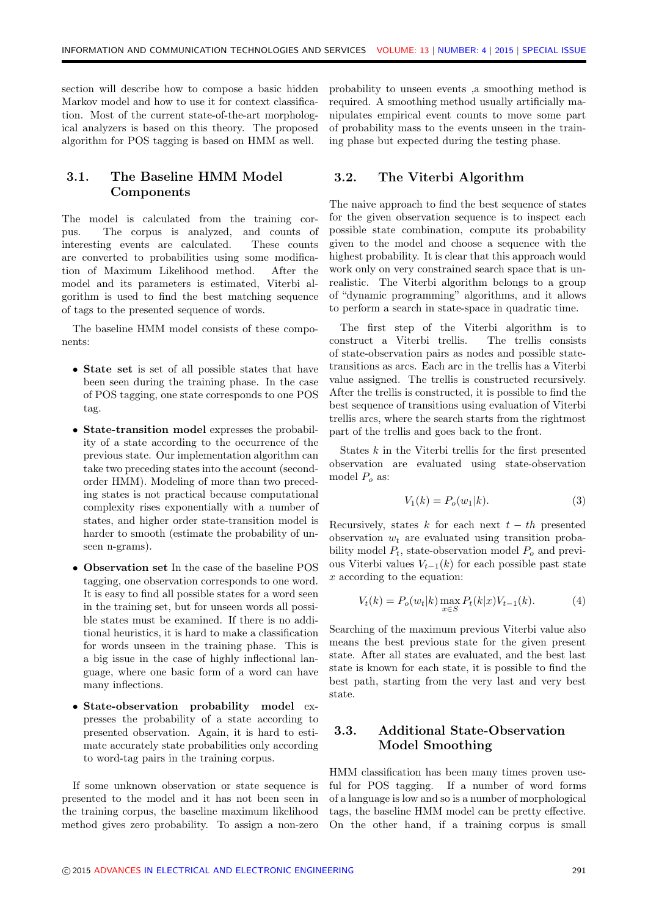section will describe how to compose a basic hidden Markov model and how to use it for context classification. Most of the current state-of-the-art morphological analyzers is based on this theory. The proposed algorithm for POS tagging is based on HMM as well.

## 3.1. The Baseline HMM Model Components

The model is calculated from the training corpus. The corpus is analyzed, and counts of interesting events are calculated. These counts are converted to probabilities using some modification of Maximum Likelihood method. After the model and its parameters is estimated, Viterbi algorithm is used to find the best matching sequence of tags to the presented sequence of words.

The baseline HMM model consists of these components:

- **State set** is set of all possible states that have been seen during the training phase. In the case of POS tagging, one state corresponds to one POS tag.
- **State-transition model** expresses the probability of a state according to the occurrence of the previous state. Our implementation algorithm can take two preceding states into the account (second-order HMM). Modeling of more than two preceding states is not practical because computational complexity rises exponentially with a number of states, and higher order state-transition model is harder to smooth (estimate the probability of unseen n-grams).
- **Observation set** In the case of the baseline POS tagging, one observation corresponds to one word. It is easy to find all possible states for a word seen in the training set, but for unseen words all possible states must be examined. If there is no additional heuristics, it is hard to make a classification for words unseen in the training phase. This is a big issue in the case of highly inflectional language, where one basic form of a word can have many inflections.
- **State-observation probability model** expresses the probability of a state according to presented observation. Again, it is hard to estimate accurately state probabilities only according to word-tag pairs in the training corpus.

If some unknown observation or state sequence is presented to the model and it has not been seen in the training corpus, the baseline maximum likelihood method gives zero probability. To assign a non-zero probability to unseen events ,a smoothing method is required. A smoothing method usually artificially manipulates empirical event counts to move some part of probability mass to the events unseen in the training phase but expected during the testing phase.

## 3.2. The Viterbi Algorithm

The naive approach to find the best sequence of states for the given observation sequence is to inspect each possible state combination, compute its probability given to the model and choose a sequence with the highest probability. It is clear that this approach would work only on very constrained search space that is unrealistic. The Viterbi algorithm belongs to a group of "dynamic programming" algorithms, and it allows to perform a search in state-space in quadratic time.

The first step of the Viterbi algorithm is to construct a Viterbi trellis. The trellis consists of state-observation pairs as nodes and possible state-transitions as arcs. Each arc in the trellis has a Viterbi value assigned. The trellis is constructed recursively. After the trellis is constructed, it is possible to find the best sequence of transitions using evaluation of Viterbi trellis arcs, where the search starts from the rightmost part of the trellis and goes back to the front.

States $k$ in the Viterbi trellis for the first presented observation are evaluated using state-observation model $P_o$ as:

$$V_1(k) = P_o(w_1|k). \tag{3}$$

Recursively, states $k$ for each next $t-th$ presented observation $w_t$ are evaluated using transition probability model $P_t$, state-observation model $P_o$ and previous Viterbi values $V_{t-1}(k)$ for each possible past state $x$ according to the equation:

$$V_t(k) = P_o(w_t|k) \max_{x \in S} P_t(k|x) V_{t-1}(k). \tag{4}$$

Searching of the maximum previous Viterbi value also means the best previous state for the given present state. After all states are evaluated, and the best last state is known for each state, it is possible to find the best path, starting from the very last and very best state.

## 3.3. Additional State-Observation Model Smoothing

HMM classification has been many times proven useful for POS tagging. If a number of word forms of a language is low and so is a number of morphological tags, the baseline HMM model can be pretty effective. On the other hand, if a training corpus is small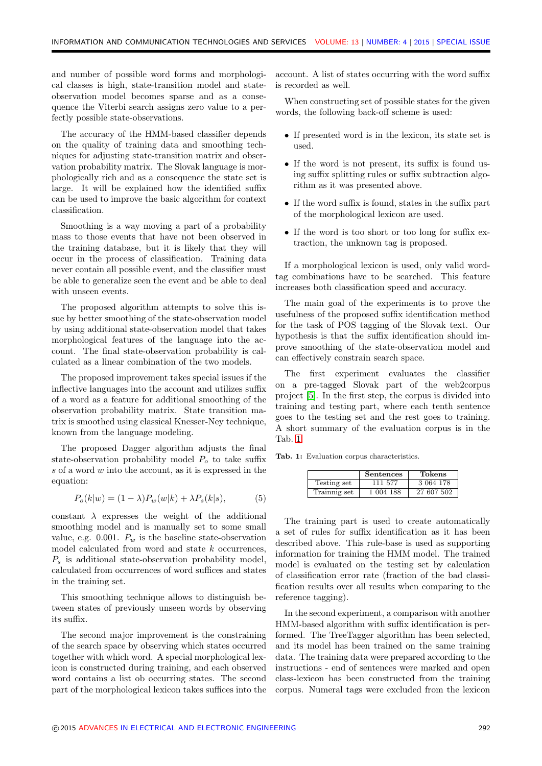and number of possible word forms and morphological classes is high, state-transition model and state-observation model becomes sparse and as a consequence the Viterbi search assigns zero value to a perfectly possible state-observations.

The accuracy of the HMM-based classifier depends on the quality of training data and smoothing techniques for adjusting state-transition matrix and observation probability matrix. The Slovak language is morphologically rich and as a consequence the state set is large. It will be explained how the identified suffix can be used to improve the basic algorithm for context classification.

Smoothing is a way moving a part of a probability mass to those events that have not been observed in the training database, but it is likely that they will occur in the process of classification. Training data never contain all possible event, and the classifier must be able to generalize seen the event and be able to deal with unseen events.

The proposed algorithm attempts to solve this issue by better smoothing of the state-observation model by using additional state-observation model that takes morphological features of the language into the account. The final state-observation probability is calculated as a linear combination of the two models.

The proposed improvement takes special issues if the inflective languages into the account and utilizes suffix of a word as a feature for additional smoothing of the observation probability matrix. State transition matrix is smoothed using classical Knesser-Ney technique, known from the language modeling.

The proposed Dagger algorithm adjusts the final state-observation probability model $P_o$ to take suffix $s$ of a word $w$ into the account, as it is expressed in the equation:

$$P_o(k|w) = (1-\lambda)P_w(w|k) + \lambda P_s(k|s), \qquad (5)$$

constant $\lambda$ expresses the weight of the additional smoothing model and is manually set to some small value, e.g. 0.001. $P_w$ is the baseline state-observation model calculated from word and state $k$ occurrences, $P_s$ is additional state-observation probability model, calculated from occurrences of word suffices and states in the training set.

This smoothing technique allows to distinguish between states of previously unseen words by observing its suffix.

The second major improvement is the constraining of the search space by observing which states occurred together with which word. A special morphological lexicon is constructed during training, and each observed word contains a list ob occuring states. The second part of the morphological lexicon takes suffices into the account. A list of states occurring with the word suffix is recorded as well.

When constructing set of possible states for the given words, the following back-off scheme is used:

- If presented word is in the lexicon, its state set is used.
- If the word is not present, its suffix is found using suffix splitting rules or suffix subtraction algorithm as it was presented above.
- If the word suffix is found, states in the suffix part of the morphological lexicon are used.
- If the word is too short or too long for suffix extraction, the unknown tag is proposed.

If a morphological lexicon is used, only valid word-tag combinations have to be searched. This feature increases both classification speed and accuracy.

The main goal of the experiments is to prove the usefulness of the proposed suffix identification method for the task of POS tagging of the Slovak text. Our hypothesis is that the suffix identification should improve smoothing of the state-observation model and can effectively constrain search space.

The first experiment evaluates the classifier on a pre-tagged Slovak part of the web2corpus project [5]. In the first step, the corpus is divided into training and testing part, where each tenth sentence goes to the testing set and the rest goes to training. A short summary of the evaluation corpus is in the Tab. 1

Tab. 1: Evaluation corpus characteristics.

| | Sentences | Tokens |
|---|---|---|
| Testing set | 111 577 | 3 064 178 |
| Trainnig set | 1 004 188 | 27 607 502 |

The training part is used to create automatically a set of rules for suffix identification as it has been described above. This rule-base is used as supporting information for training the HMM model. The trained model is evaluated on the testing set by calculation of classification error rate (fraction of the bad classification results over all results when comparing to the reference tagging).

In the second experiment, a comparison with another HMM-based algorithm with suffix identification is performed. The TreeTagger algorithm has been selected, and its model has been trained on the same training data. The training data were prepared according to the instructions - end of sentences were marked and open class-lexicon has been constructed from the training corpus. Numeral tags were excluded from the lexicon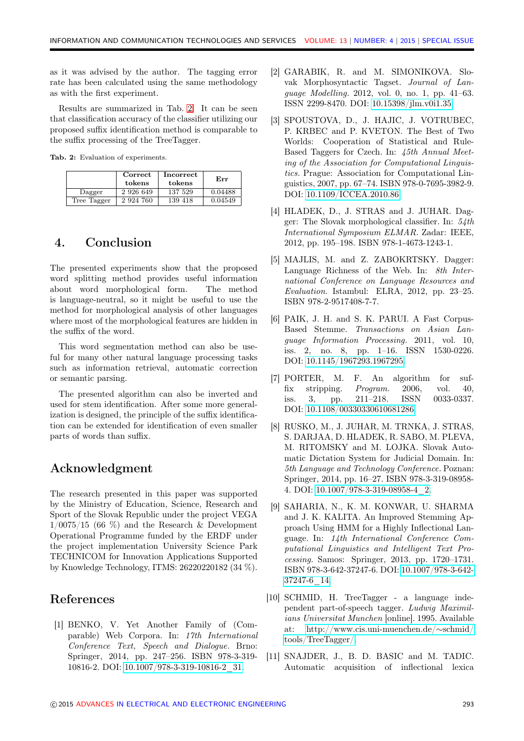as it was advised by the author. The tagging error rate has been calculated using the same methodology as with the first experiment.

Results are summarized in Tab. 2. It can be seen that classification accuracy of the classifier utilizing our proposed suffix identification method is comparable to the suffix processing of the TreeTagger.

**Tab. 2:** Evaluation of experiments.

| | Correct tokens | Incorrect tokens | Err |
|---|---|---|---|
| Dagger | 2 926 649 | 137 529 | 0.04488 |
| Tree Tagger | 2 924 760 | 139 418 | 0.04549 |

## 4. Conclusion

The presented experiments show that the proposed word splitting method provides useful information about word morphological form. The method is language-neutral, so it might be useful to use the method for morphological analysis of other languages where most of the morphological features are hidden in the suffix of the word.

This word segmentation method can also be useful for many other natural language processing tasks such as information retrieval, automatic correction or semantic parsing.

The presented algorithm can also be inverted and used for stem identification. After some more generalization is designed, the principle of the suffix identification can be extended for identification of even smaller parts of words than suffix.

## Acknowledgment

The research presented in this paper was supported by the Ministry of Education, Science, Research and Sport of the Slovak Republic under the project VEGA 1/0075/15 (66 %) and the Research & Development Operational Programme funded by the ERDF under the project implementation University Science Park TECHNICOM for Innovation Applications Supported by Knowledge Technology, ITMS: 26220220182 (34 %).

## References

[1] BENKO, V. Yet Another Family of (Comparable) Web Corpora. In: *17th International Conference Text, Speech and Dialogue*. Brno: Springer, 2014, pp. 247–256. ISBN 978-3-319-10816-2. DOI: 10.1007/978-3-319-10816-2_31.

[2] GARABIK, R. and M. SIMONIKOVA. Slovak Morphosyntactic Tagset. *Journal of Language Modelling*. 2012, vol. 0, no. 1, pp. 41–63. ISSN 2299-8470. DOI: 10.15398/jlm.v0i1.35.

[3] SPOUSTOVA, D., J. HAJIC, J. VOTRUBEC, P. KRBEC and P. KVETON. The Best of Two Worlds: Cooperation of Statistical and Rule-Based Taggers for Czech. In: *45th Annual Meeting of the Association for Computational Linguistics*. Prague: Association for Computational Linguistics, 2007, pp. 67–74. ISBN 978-0-7695-3982-9. DOI: 10.1109/ICCEA.2010.86.

[4] HLADEK, D., J. STRAS and J. JUHAR. Dagger: The Slovak morphological classifier. In: *54th International Symposium ELMAR*. Zadar: IEEE, 2012, pp. 195–198. ISBN 978-1-4673-1243-1.

[5] MAJLIS, M. and Z. ZABOKRTSKY. Dagger: Language Richness of the Web. In: *8th International Conference on Language Resources and Evaluation*. Istambul: ELRA, 2012, pp. 23–25. ISBN 978-2-9517408-7-7.

[6] PAIK, J. H. and S. K. PARUI. A Fast Corpus-Based Stemme. *Transactions on Asian Language Information Processing*. 2011, vol. 10, iss. 2, no. 8, pp. 1–16. ISSN 1530-0226. DOI: 10.1145/1967293.1967295.

[7] PORTER, M. F. An algorithm for suffix stripping. *Program*. 2006, vol. 40, iss. 3, pp. 211–218. ISSN 0033-0337. DOI: 10.1108/00330330610681286.

[8] RUSKO, M., J. JUHAR, M. TRNKA, J. STRAS, S. DARJAA, D. HLADEK, R. SABO, M. PLEVA, M. RITOMSKY and M. LOJKA. Slovak Automatic Dictation System for Judicial Domain. In: *5th Language and Technology Conference*. Poznan: Springer, 2014, pp. 16–27. ISBN 978-3-319-08958-4. DOI: 10.1007/978-3-319-08958-4_2.

[9] SAHARIA, N., K. M. KONWAR, U. SHARMA and J. K. KALITA. An Improved Stemming Approach Using HMM for a Highly Inflectional Language. In: *14th International Conference Computational Linguistics and Intelligent Text Processing*. Samos: Springer, 2013, pp. 1720–1731. ISBN 978-3-642-37247-6. DOI: 10.1007/978-3-642-37247-6_14.

[10] SCHMID, H. TreeTagger - a language independent part-of-speech tagger. *Ludwig Maximilians Universitat Munchen* [online]. 1995. Available at: http://www.cis.uni-muenchen.de/~schmid/tools/TreeTagger/.

[11] SNAJDER, J., B. D. BASIC and M. TADIC. Automatic acquisition of inflectional lexica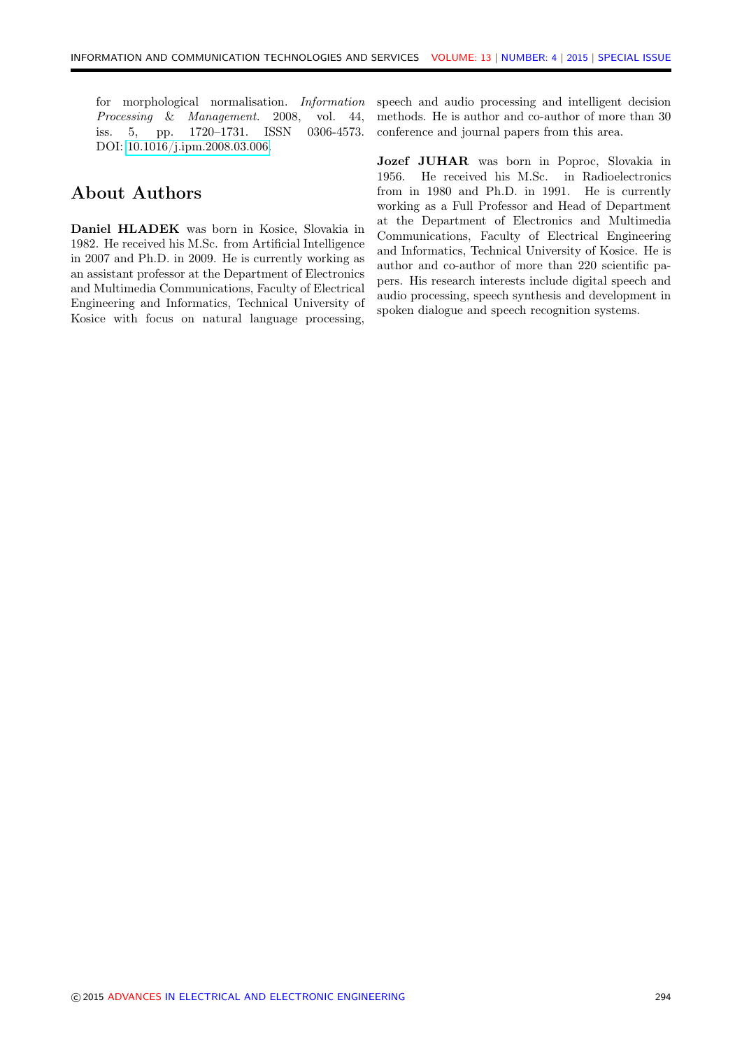for morphological normalisation. *Information Processing & Management*. 2008, vol. 44, iss. 5, pp. 1720–1731. ISSN 0306-4573. DOI: 10.1016/j.ipm.2008.03.006.

## About Authors

**Daniel HLADEK** was born in Kosice, Slovakia in 1982. He received his M.Sc. from Artificial Intelligence in 2007 and Ph.D. in 2009. He is currently working as an assistant professor at the Department of Electronics and Multimedia Communications, Faculty of Electrical Engineering and Informatics, Technical University of Kosice with focus on natural language processing, speech and audio processing and intelligent decision methods. He is author and co-author of more than 30 conference and journal papers from this area.

**Jozef JUHAR** was born in Poproc, Slovakia in 1956. He received his M.Sc. in Radioelectronics from in 1980 and Ph.D. in 1991. He is currently working as a Full Professor and Head of Department at the Department of Electronics and Multimedia Communications, Faculty of Electrical Engineering and Informatics, Technical University of Kosice. He is author and co-author of more than 220 scientific papers. His research interests include digital speech and audio processing, speech synthesis and development in spoken dialogue and speech recognition systems.